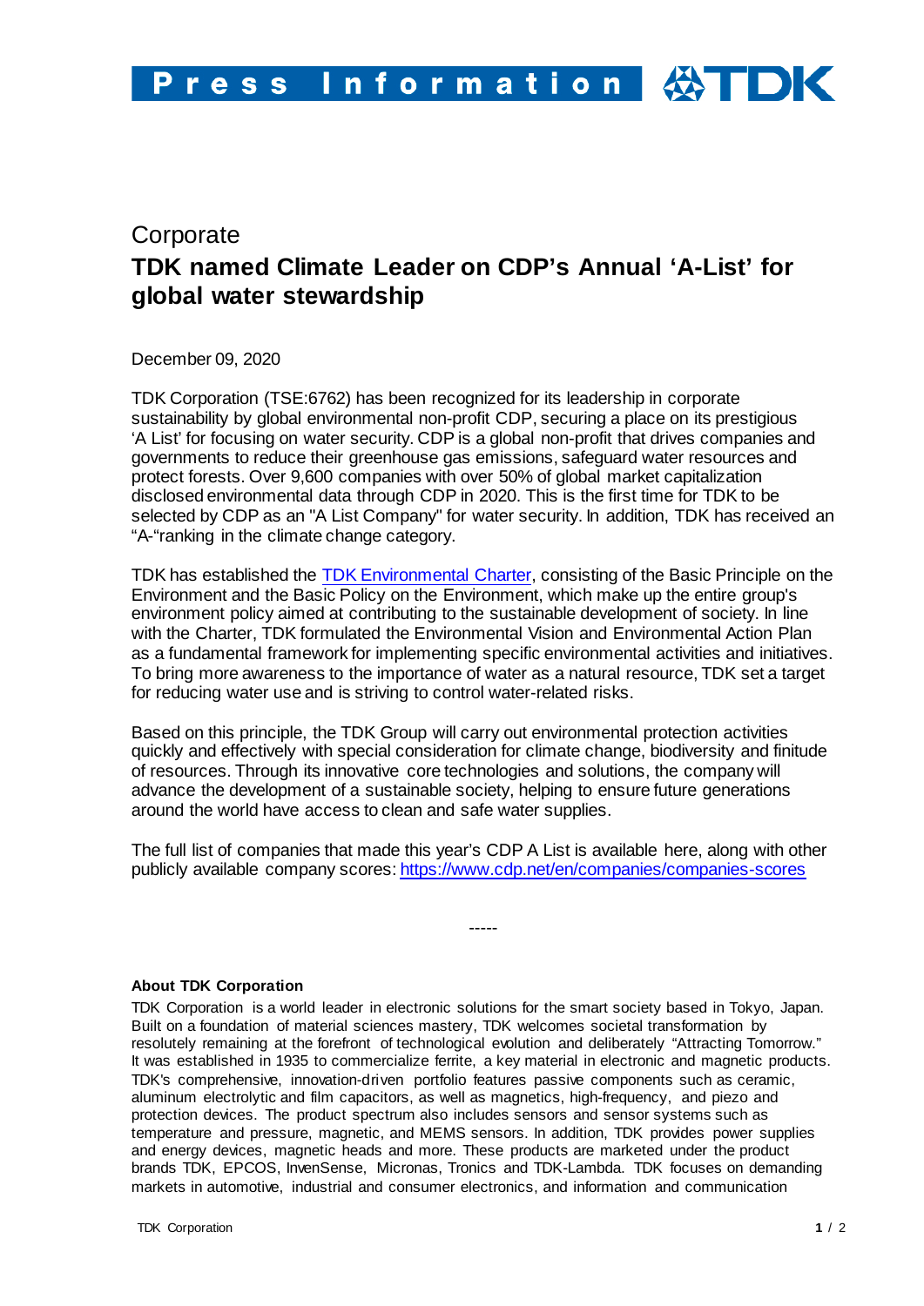Corporate

# TDK named Climate Leader on CDP's Annual 'A-List' for global water stewardship

December 09, 2020

TDK Corporation (TSE:6762) has been recognized for its leadership in corporate sustainability by global environmental non-profit CDP, securing a place on its prestigious 'A List' for focusing on water security. CDP is a global non-profit that drives companies and governments to reduce their greenhouse gas emissions, safeguard water resources and protect forests. Over 9,600 companies with over 50% of global market capitalization disclosed environmental data through CDP in 2020. This is the first time for TDK to be selected by CDP as an "A List Company" for water security. In addition, TDK has received an "A-"ranking in the climate change category.

TDK has established the TDK Environmental Charter, consisting of the Basic Principle on the Environment and the Basic Policy on the Environment, which make up the entire group's environment policy aimed at contributing to the sustainable development of society. In line with the Charter, TDK formulated the Environmental Vision and Environmental Action Plan as a fundamental framework for implementing specific environmental activities and initiatives. To bring more awareness to the importance of water as a natural resource, TDK set a target for reducing water use and is striving to control water-related risks.

Based on this principle, the TDK Group will carry out environmental protection activities quickly and effectively with special consideration for climate change, biodiversity and finitude of resources. Through its innovative core technologies and solutions, the company will advance the development of a sustainable society, helping to ensure future generations around the world have access to clean and safe water supplies.

The full list of companies that made this year's CDP A List is available here, along with other publicly available company scores: https://www.cdp.net/en/companies/companies-scores

-----

**About TDK Corporation**

TDK Corporation is a world leader in electronic solutions for the smart society based in Tokyo, Japan. Built on a foundation of material sciences mastery, TDK welcomes societal transformation by resolutely remaining at the forefront of technological evolution and deliberately "Attracting Tomorrow." It was established in 1935 to commercialize ferrite, a key material in electronic and magnetic products. TDK's comprehensive, innovation-driven portfolio features passive components such as ceramic, aluminum electrolytic and film capacitors, as well as magnetics, high-frequency, and piezo and protection devices. The product spectrum also includes sensors and sensor systems such as temperature and pressure, magnetic, and MEMS sensors. In addition, TDK provides power supplies and energy devices, magnetic heads and more. These products are marketed under the product brands TDK, EPCOS, InvenSense, Micronas, Tronics and TDK-Lambda. TDK focuses on demanding markets in automotive, industrial and consumer electronics, and information and communication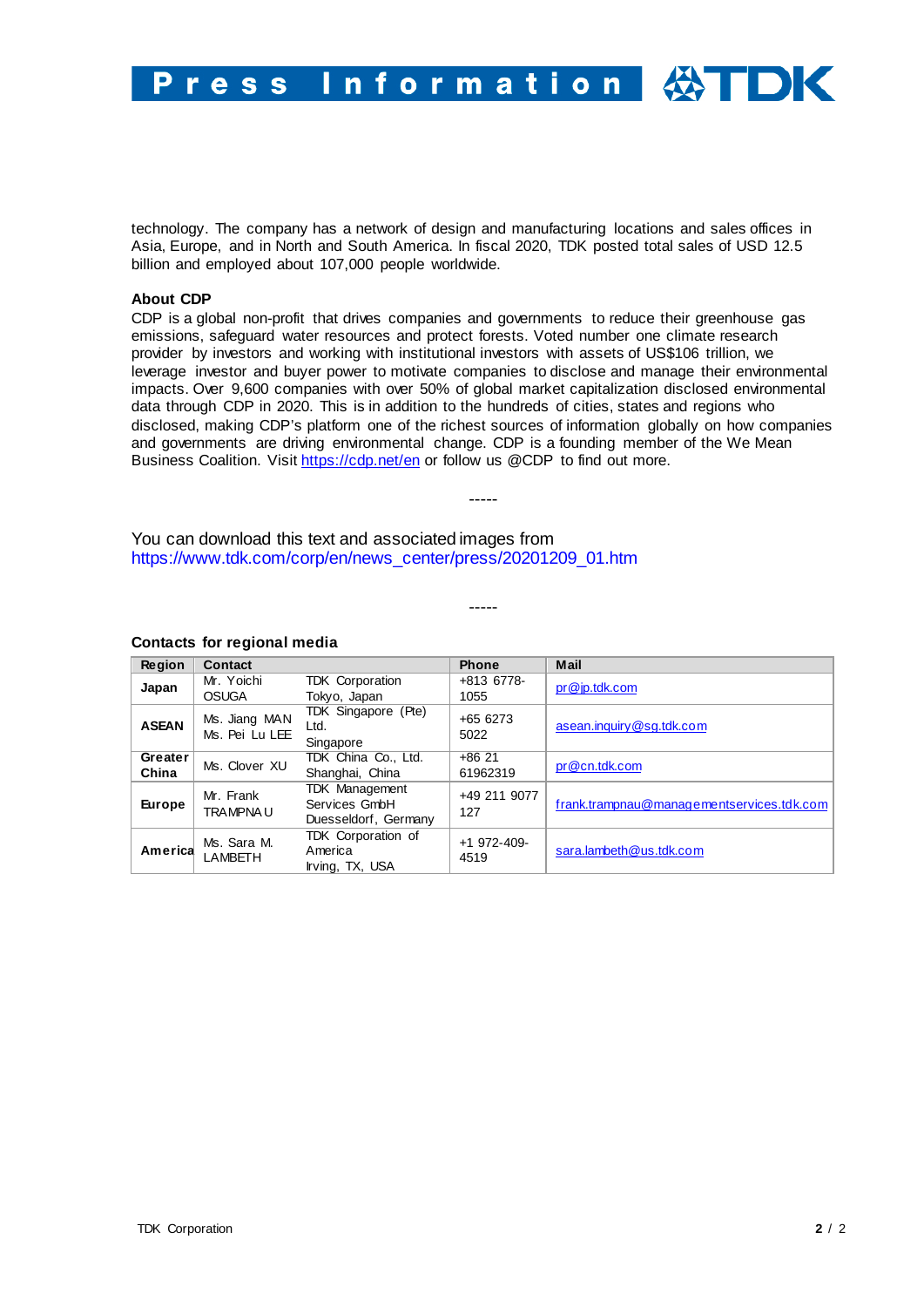technology. The company has a network of design and manufacturing locations and sales offices in Asia, Europe, and in North and South America. In fiscal 2020, TDK posted total sales of USD 12.5 billion and employed about 107,000 people worldwide.

**About CDP**

CDP is a global non-profit that drives companies and governments to reduce their greenhouse gas emissions, safeguard water resources and protect forests. Voted number one climate research provider by investors and working with institutional investors with assets of US$106 trillion, we leverage investor and buyer power to motivate companies to disclose and manage their environmental impacts. Over 9,600 companies with over 50% of global market capitalization disclosed environmental data through CDP in 2020. This is in addition to the hundreds of cities, states and regions who disclosed, making CDP's platform one of the richest sources of information globally on how companies and governments are driving environmental change. CDP is a founding member of the We Mean Business Coalition. Visit https://cdp.net/en or follow us @CDP to find out more.

-----

You can download this text and associated images from
https://www.tdk.com/corp/en/news_center/press/20201209_01.htm

-----

**Contacts for regional media**

| Region | Contact | | Phone | Mail |
|---|---|---|---|---|
| **Japan** | Mr. Yoichi OSUGA | TDK Corporation Tokyo, Japan | +813 6778-1055 | pr@jp.tdk.com |
| **ASEAN** | Ms. Jiang MAN<br>Ms. Pei Lu LEE | TDK Singapore (Pte) Ltd.<br>Singapore | +65 6273 5022 | asean.inquiry@sg.tdk.com |
| **Greater China** | Ms. Clover XU | TDK China Co., Ltd. Shanghai, China | +86 21 61962319 | pr@cn.tdk.com |
| **Europe** | Mr. Frank TRAMPNAU | TDK Management Services GmbH Duesseldorf, Germany | +49 211 9077 127 | frank.trampnau@managementservices.tdk.com |
| **America** | Ms. Sara M. LAMBETH | TDK Corporation of America Irving, TX, USA | +1 972-409-4519 | sara.lambeth@us.tdk.com |